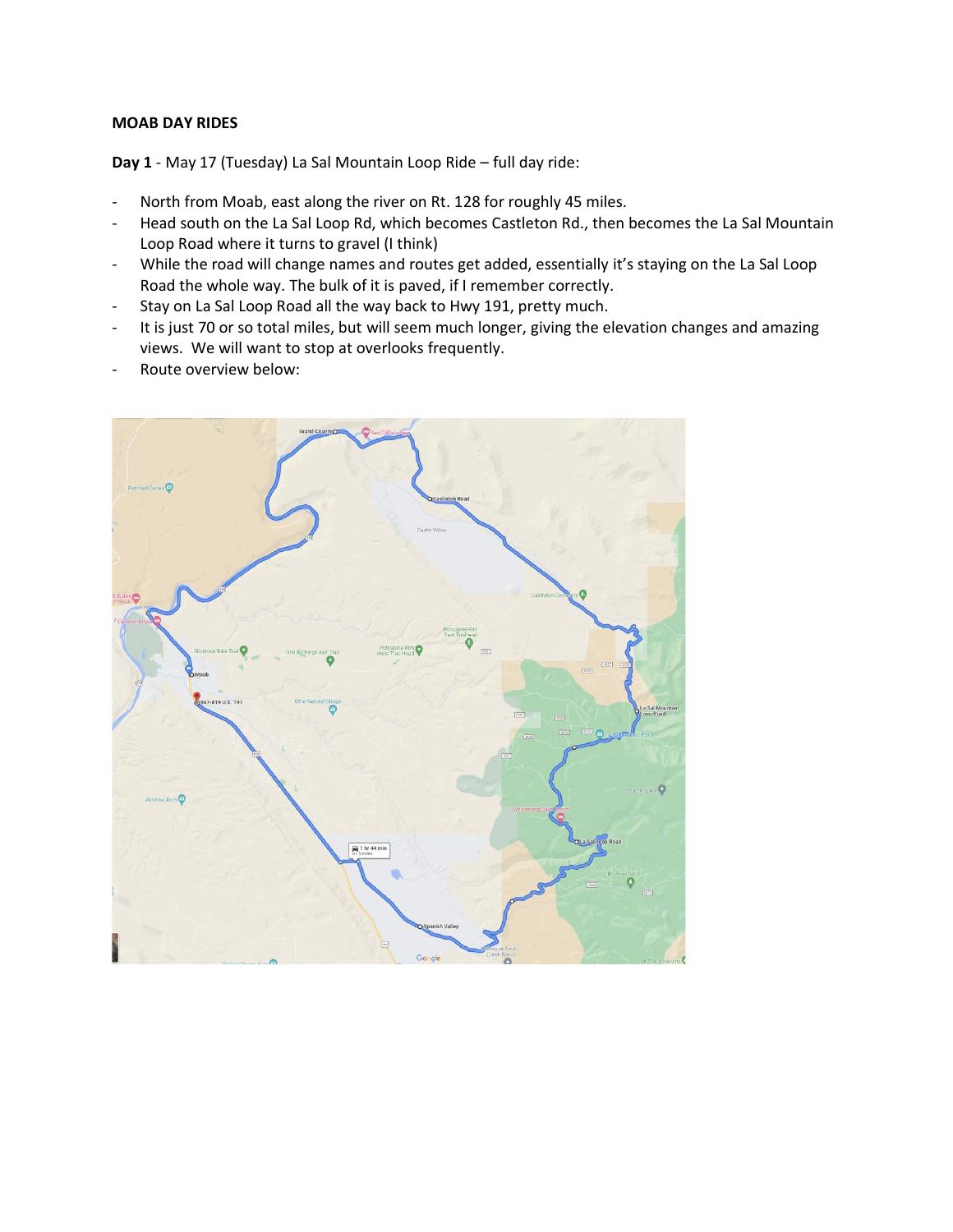**MOAB DAY RIDES**

**Day 1** - May 17 (Tuesday) La Sal Mountain Loop Ride – full day ride:

- North from Moab, east along the river on Rt. 128 for roughly 45 miles.
- Head south on the La Sal Loop Rd, which becomes Castleton Rd., then becomes the La Sal Mountain Loop Road where it turns to gravel (I think)
- While the road will change names and routes get added, essentially it's staying on the La Sal Loop Road the whole way. The bulk of it is paved, if I remember correctly.
- Stay on La Sal Loop Road all the way back to Hwy 191, pretty much.
- It is just 70 or so total miles, but will seem much longer, giving the elevation changes and amazing views. We will want to stop at overlooks frequently.
- Route overview below: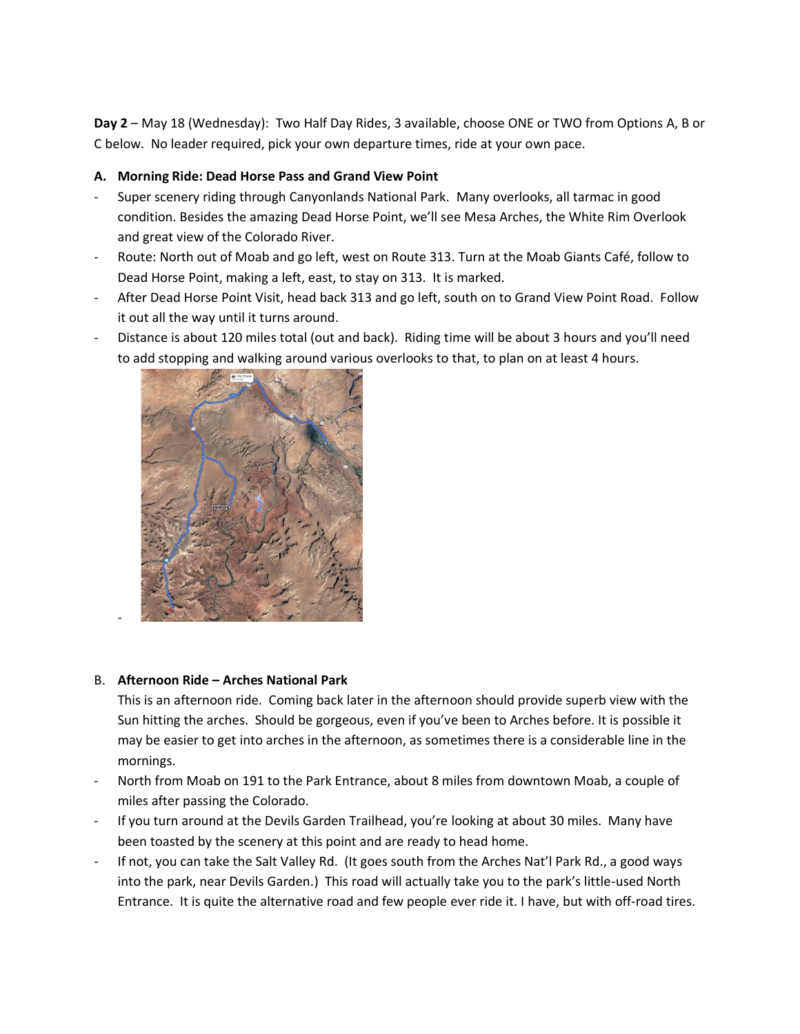**Day 2** – May 18 (Wednesday): Two Half Day Rides, 3 available, choose ONE or TWO from Options A, B or C below. No leader required, pick your own departure times, ride at your own pace.

**A. Morning Ride: Dead Horse Pass and Grand View Point**

- Super scenery riding through Canyonlands National Park. Many overlooks, all tarmac in good condition. Besides the amazing Dead Horse Point, we'll see Mesa Arches, the White Rim Overlook and great view of the Colorado River.
- Route: North out of Moab and go left, west on Route 313. Turn at the Moab Giants Café, follow to Dead Horse Point, making a left, east, to stay on 313. It is marked.
- After Dead Horse Point Visit, head back 313 and go left, south on to Grand View Point Road. Follow it out all the way until it turns around.
- Distance is about 120 miles total (out and back). Riding time will be about 3 hours and you'll need to add stopping and walking around various overlooks to that, to plan on at least 4 hours.
-

B. **Afternoon Ride – Arches National Park**

This is an afternoon ride. Coming back later in the afternoon should provide superb view with the Sun hitting the arches. Should be gorgeous, even if you've been to Arches before. It is possible it may be easier to get into arches in the afternoon, as sometimes there is a considerable line in the mornings.

- North from Moab on 191 to the Park Entrance, about 8 miles from downtown Moab, a couple of miles after passing the Colorado.
- If you turn around at the Devils Garden Trailhead, you're looking at about 30 miles. Many have been toasted by the scenery at this point and are ready to head home.
- If not, you can take the Salt Valley Rd. (It goes south from the Arches Nat'l Park Rd., a good ways into the park, near Devils Garden.) This road will actually take you to the park's little-used North Entrance. It is quite the alternative road and few people ever ride it. I have, but with off-road tires.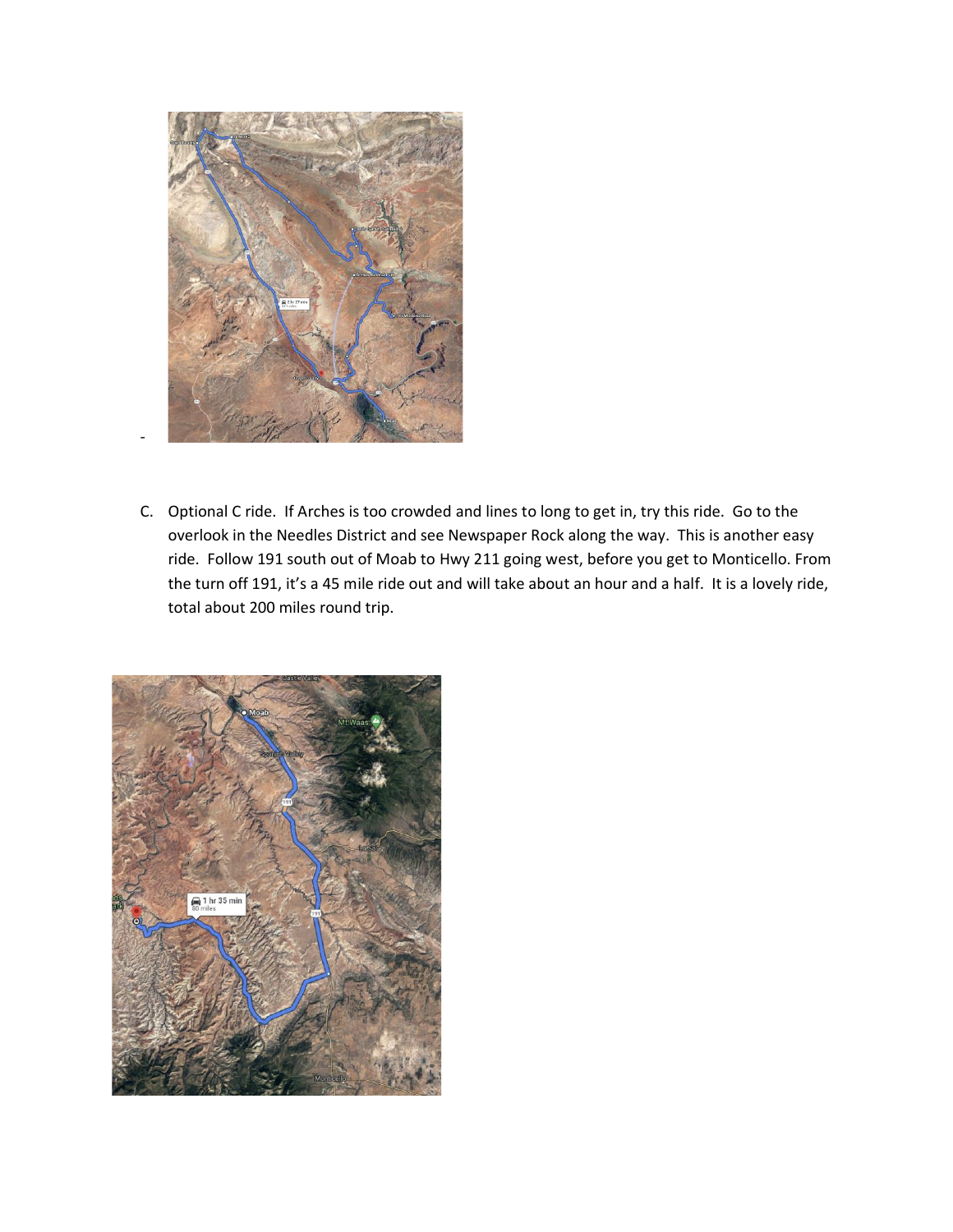-

C. Optional C ride. If Arches is too crowded and lines to long to get in, try this ride. Go to the overlook in the Needles District and see Newspaper Rock along the way. This is another easy ride. Follow 191 south out of Moab to Hwy 211 going west, before you get to Monticello. From the turn off 191, it's a 45 mile ride out and will take about an hour and a half. It is a lovely ride, total about 200 miles round trip.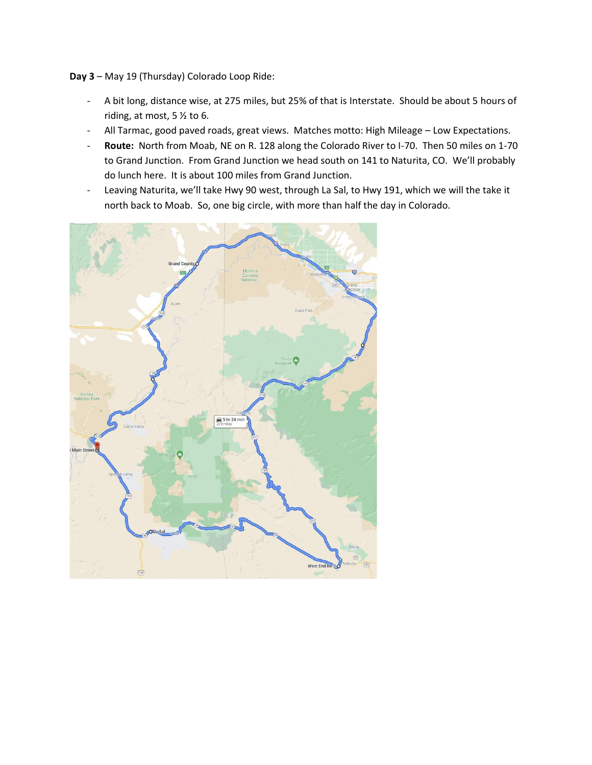**Day 3** – May 19 (Thursday) Colorado Loop Ride:

- A bit long, distance wise, at 275 miles, but 25% of that is Interstate. Should be about 5 hours of riding, at most, 5 ½ to 6.
- All Tarmac, good paved roads, great views. Matches motto: High Mileage – Low Expectations.
- **Route:** North from Moab, NE on R. 128 along the Colorado River to I-70. Then 50 miles on 1-70 to Grand Junction. From Grand Junction we head south on 141 to Naturita, CO. We'll probably do lunch here. It is about 100 miles from Grand Junction.
- Leaving Naturita, we'll take Hwy 90 west, through La Sal, to Hwy 191, which we will the take it north back to Moab. So, one big circle, with more than half the day in Colorado.